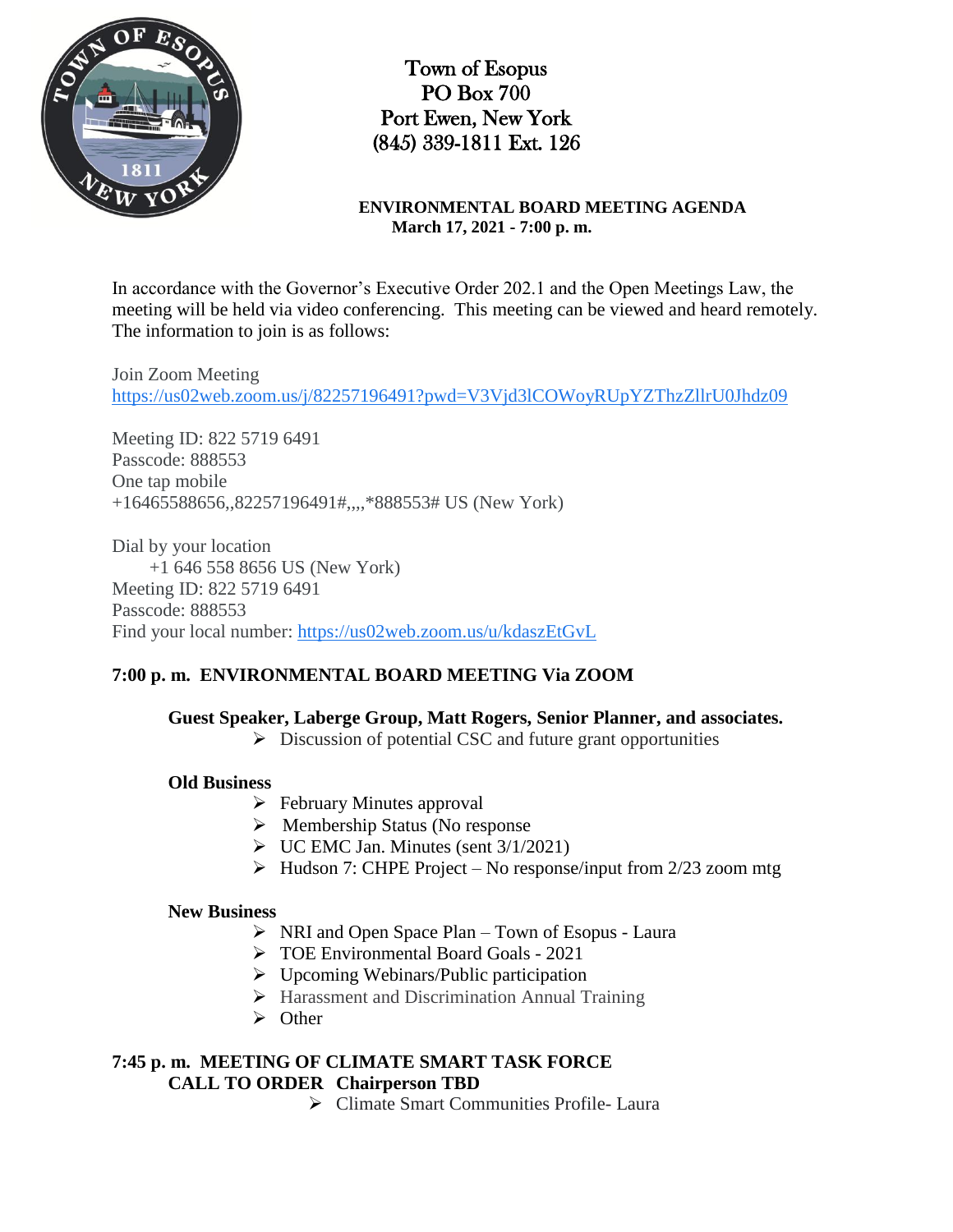# Town of Esopus
PO Box 700
Port Ewen, New York
(845) 339-1811 Ext. 126

**ENVIRONMENTAL BOARD MEETING AGENDA**
**March 17, 2021 - 7:00 p. m.**

In accordance with the Governor's Executive Order 202.1 and the Open Meetings Law, the meeting will be held via video conferencing. This meeting can be viewed and heard remotely. The information to join is as follows:

Join Zoom Meeting
https://us02web.zoom.us/j/82257196491?pwd=V3Vjd3lCOWoyRUpYZThzZllrU0Jhdz09

Meeting ID: 822 5719 6491
Passcode: 888553
One tap mobile
+16465588656,,82257196491#,,,,*888553# US (New York)

Dial by your location
+1 646 558 8656 US (New York)
Meeting ID: 822 5719 6491
Passcode: 888553
Find your local number: https://us02web.zoom.us/u/kdaszEtGvL

## 7:00 p. m. ENVIRONMENTAL BOARD MEETING Via ZOOM

**Guest Speaker, Laberge Group, Matt Rogers, Senior Planner, and associates.**

- Discussion of potential CSC and future grant opportunities

**Old Business**

- February Minutes approval
- Membership Status (No response
- UC EMC Jan. Minutes (sent 3/1/2021)
- Hudson 7: CHPE Project – No response/input from 2/23 zoom mtg

**New Business**

- NRI and Open Space Plan – Town of Esopus - Laura
- TOE Environmental Board Goals - 2021
- Upcoming Webinars/Public participation
- Harassment and Discrimination Annual Training
- Other

## 7:45 p. m. MEETING OF CLIMATE SMART TASK FORCE

**CALL TO ORDER Chairperson TBD**

- Climate Smart Communities Profile- Laura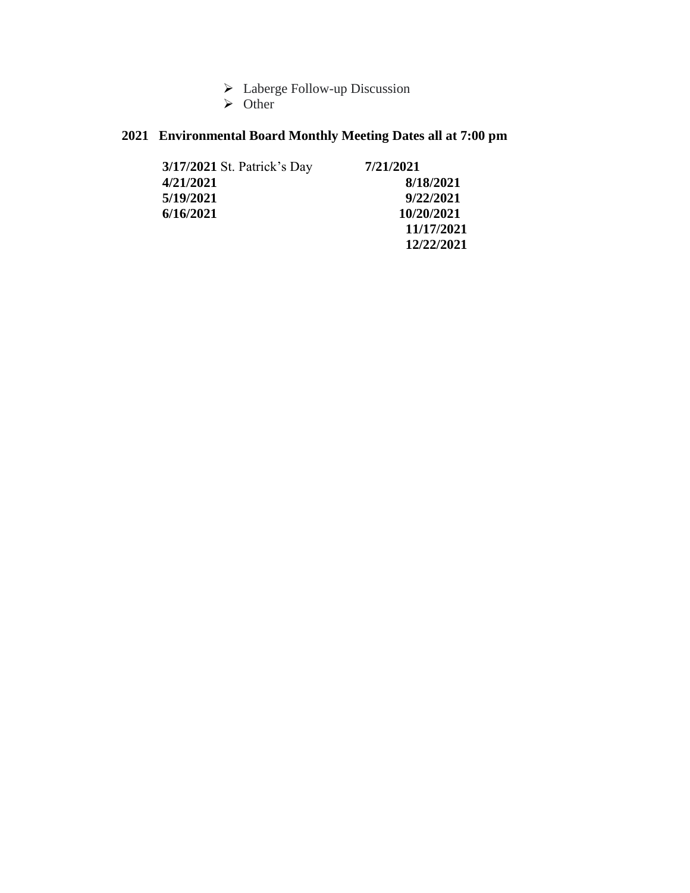- Laberge Follow-up Discussion
- Other

**2021 Environmental Board Monthly Meeting Dates all at 7:00 pm**

| | |
|---|---|
| **3/17/2021** St. Patrick's Day | **7/21/2021** |
| **4/21/2021** | **8/18/2021** |
| **5/19/2021** | **9/22/2021** |
| **6/16/2021** | **10/20/2021** |
| | **11/17/2021** |
| | **12/22/2021** |